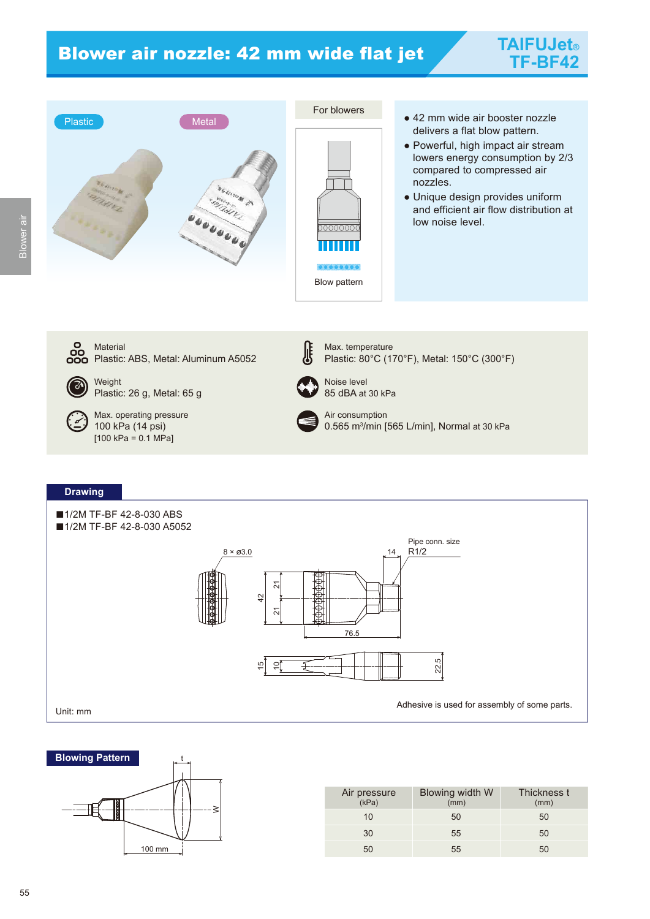# Blower air nozzle: 42 mm wide flat jet

**TAIFUJet® TF-BF42**

Plastic | Metal

For blowers

Blow pattern

- 42 mm wide air booster nozzle delivers a flat blow pattern.
- Powerful, high impact air stream lowers energy consumption by 2/3 compared to compressed air nozzles.
- Unique design provides uniform and efficient air flow distribution at low noise level.

Material
Plastic: ABS, Metal: Aluminum A5052

Weight
Plastic: 26 g, Metal: 65 g

Max. operating pressure
100 kPa (14 psi)
[100 kPa = 0.1 MPa]

Max. temperature
Plastic: 80°C (170°F), Metal: 150°C (300°F)

Noise level
85 dBA at 30 kPa

Air consumption
0.565 $m^3$/min [565 L/min], Normal at 30 kPa

## Drawing

■1/2M TF-BF 42-8-030 ABS
■1/2M TF-BF 42-8-030 A5052

8 × ø3.0

Pipe conn. size R1/2

14

42, 21, 21

76.5

15, 10, 22.5

Unit: mm

Adhesive is used for assembly of some parts.

## Blowing Pattern

t

W

100 mm

| Air pressure (kPa) | Blowing width W (mm) | Thickness t (mm) |
|---|---|---|
| 10 | 50 | 50 |
| 30 | 55 | 50 |
| 50 | 55 | 50 |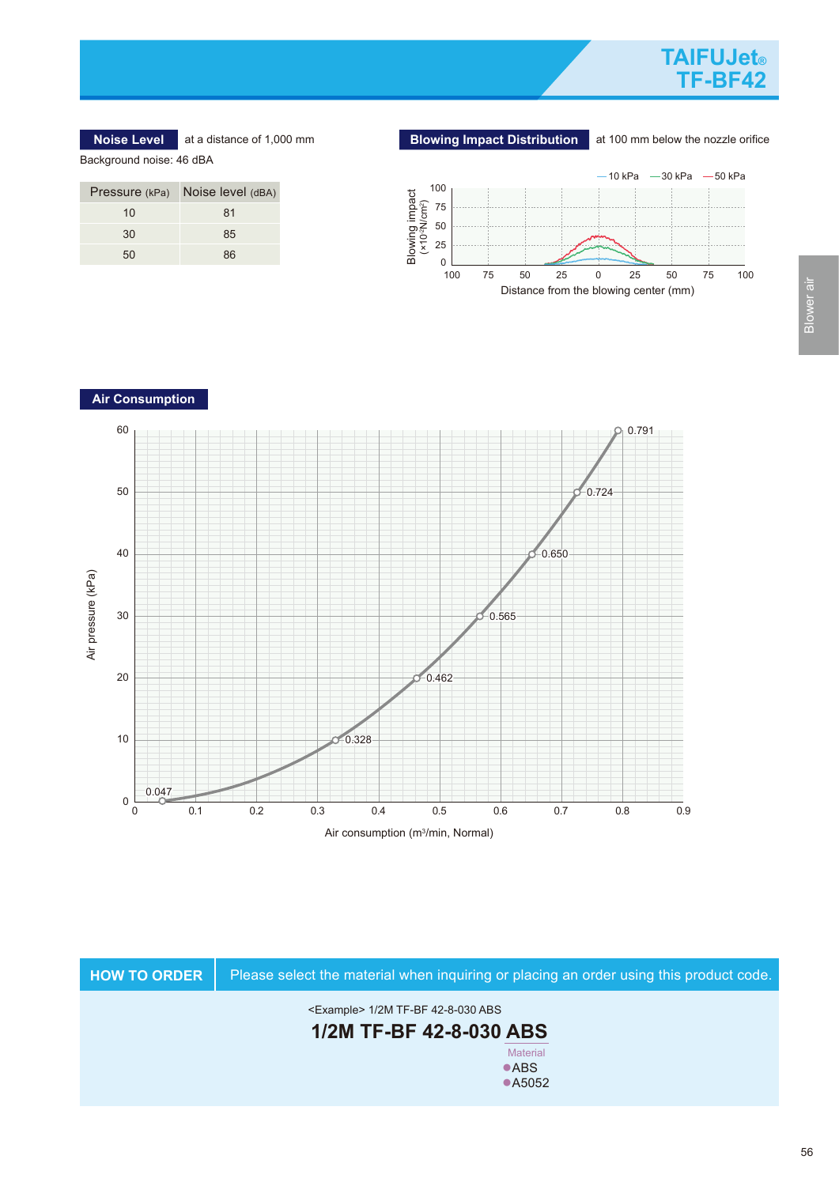# TAIFUJet® TF-BF42

## Noise Level

at a distance of 1,000 mm

Background noise: 46 dBA

| Pressure (kPa) | Noise level (dBA) |
|---|---|
| 10 | 81 |
| 30 | 85 |
| 50 | 86 |

## Blowing Impact Distribution

at 100 mm below the nozzle orifice

10 kPa
30 kPa
50 kPa

Blowing impact ($\times 10^{-2}$N/cm²)

100
75
50
25
0

100 75 50 25 0 25 50 75 100

Distance from the blowing center (mm)

## Air Consumption

Air pressure (kPa)

60
50
40
30
20
10
0

0 0.1 0.2 0.3 0.4 0.5 0.6 0.7 0.8 0.9

Air consumption (m³/min, Normal)

0.047
0.328
0.462
0.565
0.650
0.724
0.791

Blower air

## HOW TO ORDER

Please select the material when inquiring or placing an order using this product code.

<Example> 1/2M TF-BF 42-8-030 ABS

**1/2M TF-BF 42-8-030 ABS**

Material
- ABS
- A5052